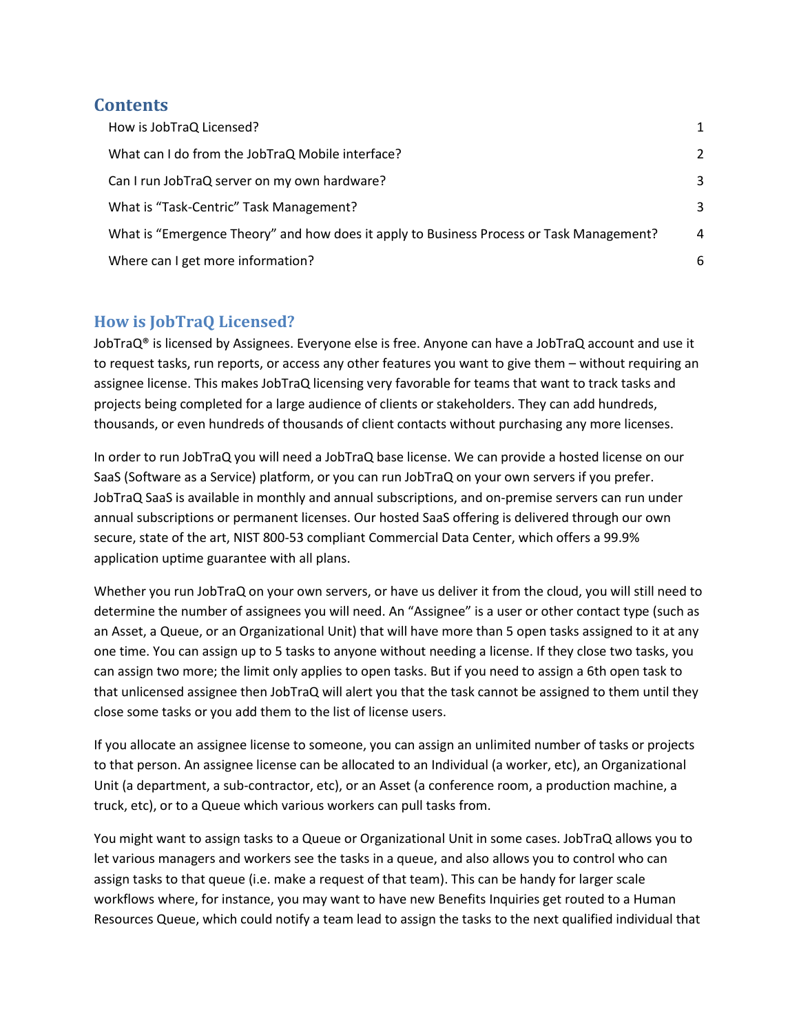## Contents

| | |
|---|---|
| How is JobTraQ Licensed? | 1 |
| What can I do from the JobTraQ Mobile interface? | 2 |
| Can I run JobTraQ server on my own hardware? | 3 |
| What is "Task-Centric" Task Management? | 3 |
| What is "Emergence Theory" and how does it apply to Business Process or Task Management? | 4 |
| Where can I get more information? | 6 |

## How is JobTraQ Licensed?

JobTraQ® is licensed by Assignees. Everyone else is free. Anyone can have a JobTraQ account and use it to request tasks, run reports, or access any other features you want to give them – without requiring an assignee license. This makes JobTraQ licensing very favorable for teams that want to track tasks and projects being completed for a large audience of clients or stakeholders. They can add hundreds, thousands, or even hundreds of thousands of client contacts without purchasing any more licenses.

In order to run JobTraQ you will need a JobTraQ base license. We can provide a hosted license on our SaaS (Software as a Service) platform, or you can run JobTraQ on your own servers if you prefer. JobTraQ SaaS is available in monthly and annual subscriptions, and on-premise servers can run under annual subscriptions or permanent licenses. Our hosted SaaS offering is delivered through our own secure, state of the art, NIST 800-53 compliant Commercial Data Center, which offers a 99.9% application uptime guarantee with all plans.

Whether you run JobTraQ on your own servers, or have us deliver it from the cloud, you will still need to determine the number of assignees you will need. An "Assignee" is a user or other contact type (such as an Asset, a Queue, or an Organizational Unit) that will have more than 5 open tasks assigned to it at any one time. You can assign up to 5 tasks to anyone without needing a license. If they close two tasks, you can assign two more; the limit only applies to open tasks. But if you need to assign a 6th open task to that unlicensed assignee then JobTraQ will alert you that the task cannot be assigned to them until they close some tasks or you add them to the list of license users.

If you allocate an assignee license to someone, you can assign an unlimited number of tasks or projects to that person. An assignee license can be allocated to an Individual (a worker, etc), an Organizational Unit (a department, a sub-contractor, etc), or an Asset (a conference room, a production machine, a truck, etc), or to a Queue which various workers can pull tasks from.

You might want to assign tasks to a Queue or Organizational Unit in some cases. JobTraQ allows you to let various managers and workers see the tasks in a queue, and also allows you to control who can assign tasks to that queue (i.e. make a request of that team). This can be handy for larger scale workflows where, for instance, you may want to have new Benefits Inquiries get routed to a Human Resources Queue, which could notify a team lead to assign the tasks to the next qualified individual that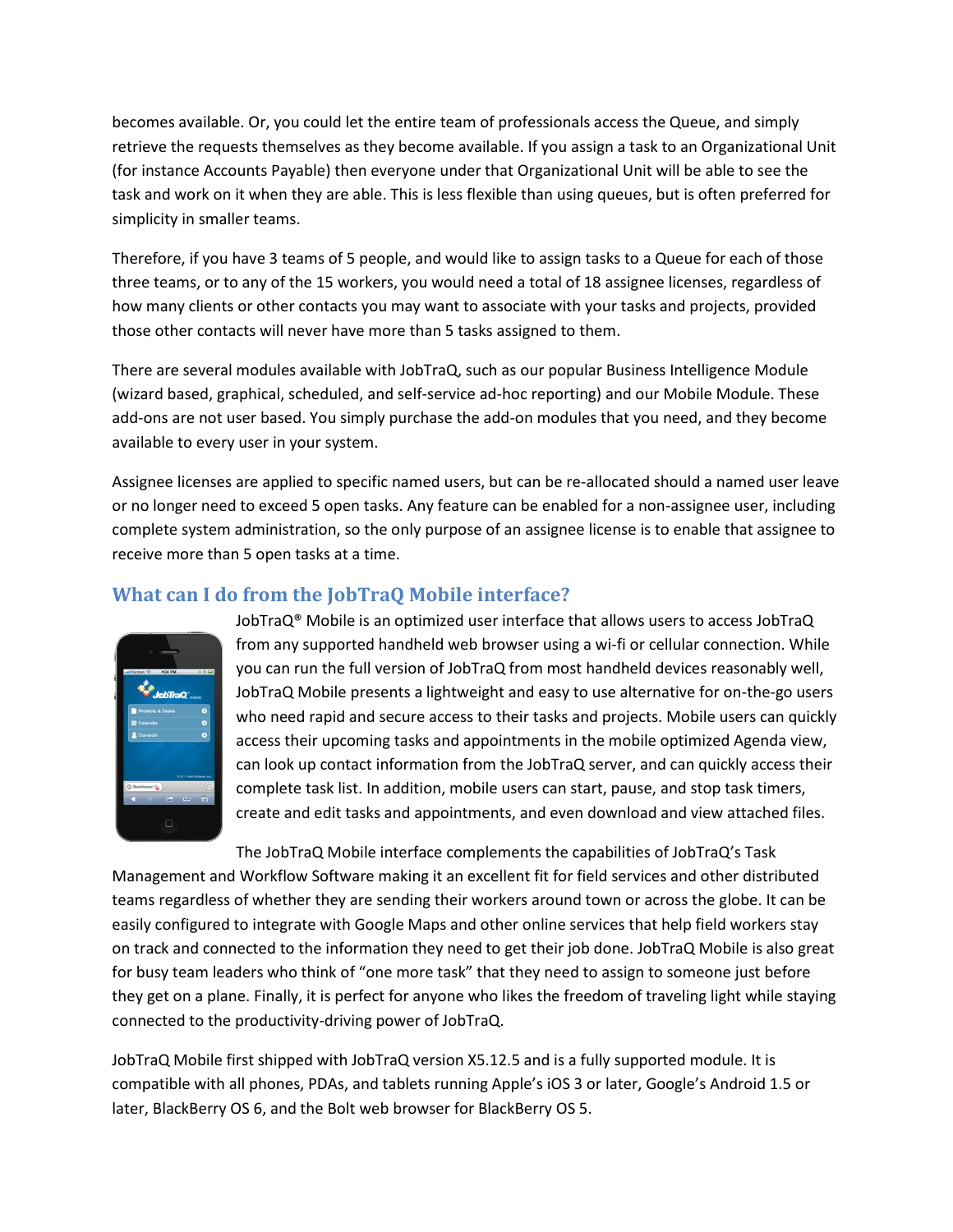becomes available. Or, you could let the entire team of professionals access the Queue, and simply retrieve the requests themselves as they become available. If you assign a task to an Organizational Unit (for instance Accounts Payable) then everyone under that Organizational Unit will be able to see the task and work on it when they are able. This is less flexible than using queues, but is often preferred for simplicity in smaller teams.

Therefore, if you have 3 teams of 5 people, and would like to assign tasks to a Queue for each of those three teams, or to any of the 15 workers, you would need a total of 18 assignee licenses, regardless of how many clients or other contacts you may want to associate with your tasks and projects, provided those other contacts will never have more than 5 tasks assigned to them.

There are several modules available with JobTraQ, such as our popular Business Intelligence Module (wizard based, graphical, scheduled, and self-service ad-hoc reporting) and our Mobile Module. These add-ons are not user based. You simply purchase the add-on modules that you need, and they become available to every user in your system.

Assignee licenses are applied to specific named users, but can be re-allocated should a named user leave or no longer need to exceed 5 open tasks. Any feature can be enabled for a non-assignee user, including complete system administration, so the only purpose of an assignee license is to enable that assignee to receive more than 5 open tasks at a time.

## What can I do from the JobTraQ Mobile interface?

JobTraQ® Mobile is an optimized user interface that allows users to access JobTraQ from any supported handheld web browser using a wi-fi or cellular connection. While you can run the full version of JobTraQ from most handheld devices reasonably well, JobTraQ Mobile presents a lightweight and easy to use alternative for on-the-go users who need rapid and secure access to their tasks and projects. Mobile users can quickly access their upcoming tasks and appointments in the mobile optimized Agenda view, can look up contact information from the JobTraQ server, and can quickly access their complete task list. In addition, mobile users can start, pause, and stop task timers, create and edit tasks and appointments, and even download and view attached files.

The JobTraQ Mobile interface complements the capabilities of JobTraQ's Task Management and Workflow Software making it an excellent fit for field services and other distributed teams regardless of whether they are sending their workers around town or across the globe. It can be easily configured to integrate with Google Maps and other online services that help field workers stay on track and connected to the information they need to get their job done. JobTraQ Mobile is also great for busy team leaders who think of "one more task" that they need to assign to someone just before they get on a plane. Finally, it is perfect for anyone who likes the freedom of traveling light while staying connected to the productivity-driving power of JobTraQ.

JobTraQ Mobile first shipped with JobTraQ version X5.12.5 and is a fully supported module. It is compatible with all phones, PDAs, and tablets running Apple's iOS 3 or later, Google's Android 1.5 or later, BlackBerry OS 6, and the Bolt web browser for BlackBerry OS 5.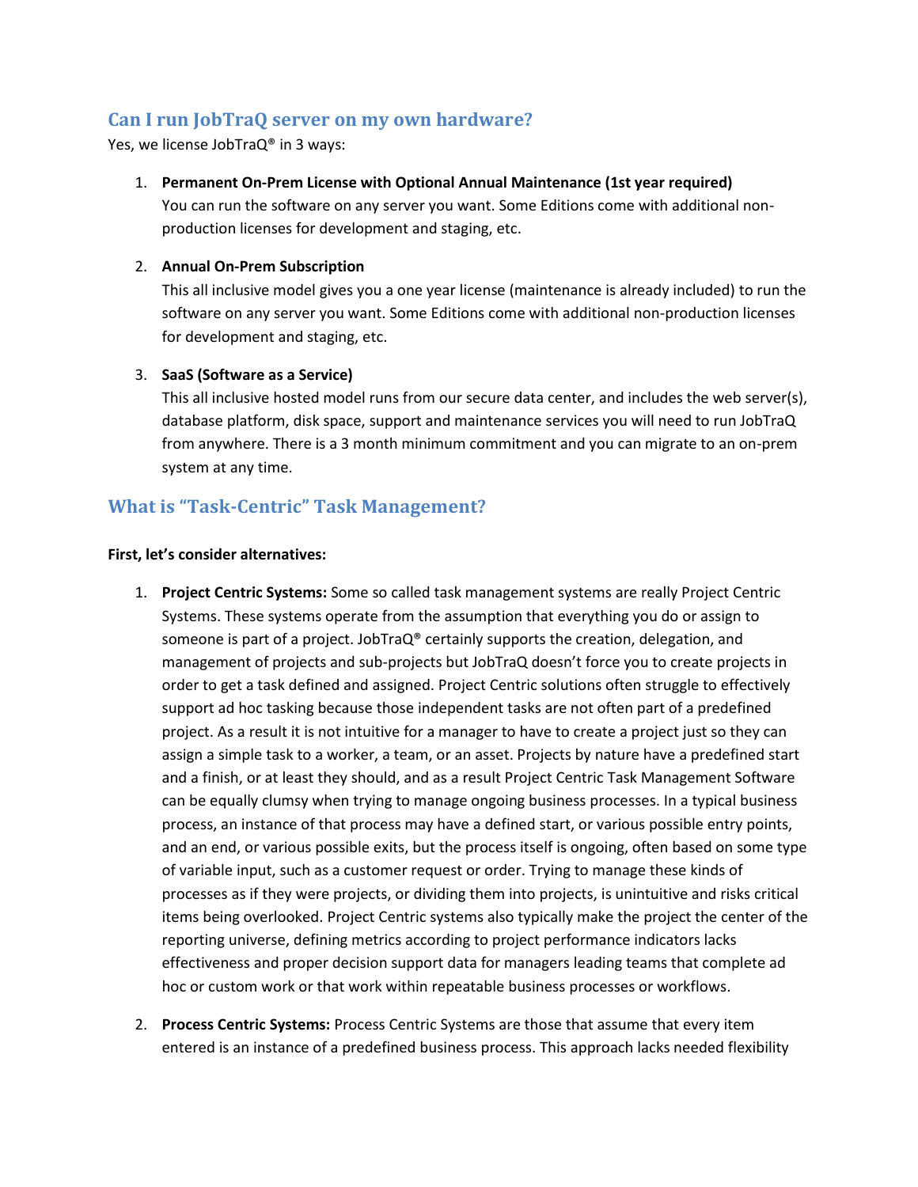## Can I run JobTraQ server on my own hardware?

Yes, we license JobTraQ® in 3 ways:

1. **Permanent On-Prem License with Optional Annual Maintenance (1st year required)**
   You can run the software on any server you want. Some Editions come with additional non-production licenses for development and staging, etc.

2. **Annual On-Prem Subscription**
   This all inclusive model gives you a one year license (maintenance is already included) to run the software on any server you want. Some Editions come with additional non-production licenses for development and staging, etc.

3. **SaaS (Software as a Service)**
   This all inclusive hosted model runs from our secure data center, and includes the web server(s), database platform, disk space, support and maintenance services you will need to run JobTraQ from anywhere. There is a 3 month minimum commitment and you can migrate to an on-prem system at any time.

## What is "Task-Centric" Task Management?

**First, let's consider alternatives:**

1. **Project Centric Systems:** Some so called task management systems are really Project Centric Systems. These systems operate from the assumption that everything you do or assign to someone is part of a project. JobTraQ® certainly supports the creation, delegation, and management of projects and sub-projects but JobTraQ doesn't force you to create projects in order to get a task defined and assigned. Project Centric solutions often struggle to effectively support ad hoc tasking because those independent tasks are not often part of a predefined project. As a result it is not intuitive for a manager to have to create a project just so they can assign a simple task to a worker, a team, or an asset. Projects by nature have a predefined start and a finish, or at least they should, and as a result Project Centric Task Management Software can be equally clumsy when trying to manage ongoing business processes. In a typical business process, an instance of that process may have a defined start, or various possible entry points, and an end, or various possible exits, but the process itself is ongoing, often based on some type of variable input, such as a customer request or order. Trying to manage these kinds of processes as if they were projects, or dividing them into projects, is unintuitive and risks critical items being overlooked. Project Centric systems also typically make the project the center of the reporting universe, defining metrics according to project performance indicators lacks effectiveness and proper decision support data for managers leading teams that complete ad hoc or custom work or that work within repeatable business processes or workflows.

2. **Process Centric Systems:** Process Centric Systems are those that assume that every item entered is an instance of a predefined business process. This approach lacks needed flexibility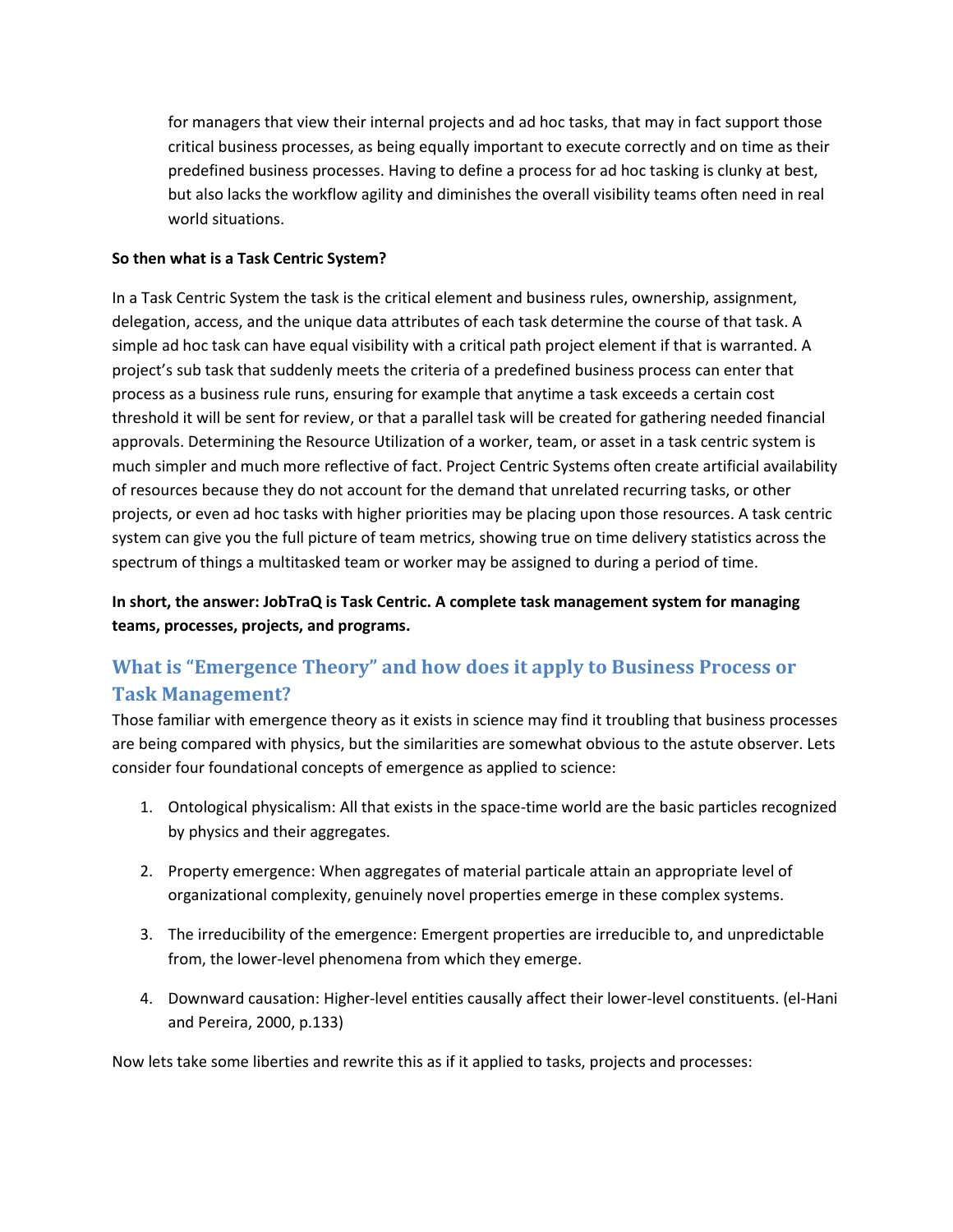for managers that view their internal projects and ad hoc tasks, that may in fact support those critical business processes, as being equally important to execute correctly and on time as their predefined business processes. Having to define a process for ad hoc tasking is clunky at best, but also lacks the workflow agility and diminishes the overall visibility teams often need in real world situations.

**So then what is a Task Centric System?**

In a Task Centric System the task is the critical element and business rules, ownership, assignment, delegation, access, and the unique data attributes of each task determine the course of that task. A simple ad hoc task can have equal visibility with a critical path project element if that is warranted. A project's sub task that suddenly meets the criteria of a predefined business process can enter that process as a business rule runs, ensuring for example that anytime a task exceeds a certain cost threshold it will be sent for review, or that a parallel task will be created for gathering needed financial approvals. Determining the Resource Utilization of a worker, team, or asset in a task centric system is much simpler and much more reflective of fact. Project Centric Systems often create artificial availability of resources because they do not account for the demand that unrelated recurring tasks, or other projects, or even ad hoc tasks with higher priorities may be placing upon those resources. A task centric system can give you the full picture of team metrics, showing true on time delivery statistics across the spectrum of things a multitasked team or worker may be assigned to during a period of time.

**In short, the answer: JobTraQ is Task Centric. A complete task management system for managing teams, processes, projects, and programs.**

## What is "Emergence Theory" and how does it apply to Business Process or Task Management?

Those familiar with emergence theory as it exists in science may find it troubling that business processes are being compared with physics, but the similarities are somewhat obvious to the astute observer. Lets consider four foundational concepts of emergence as applied to science:

1. Ontological physicalism: All that exists in the space-time world are the basic particles recognized by physics and their aggregates.

2. Property emergence: When aggregates of material particale attain an appropriate level of organizational complexity, genuinely novel properties emerge in these complex systems.

3. The irreducibility of the emergence: Emergent properties are irreducible to, and unpredictable from, the lower-level phenomena from which they emerge.

4. Downward causation: Higher-level entities causally affect their lower-level constituents. (el-Hani and Pereira, 2000, p.133)

Now lets take some liberties and rewrite this as if it applied to tasks, projects and processes: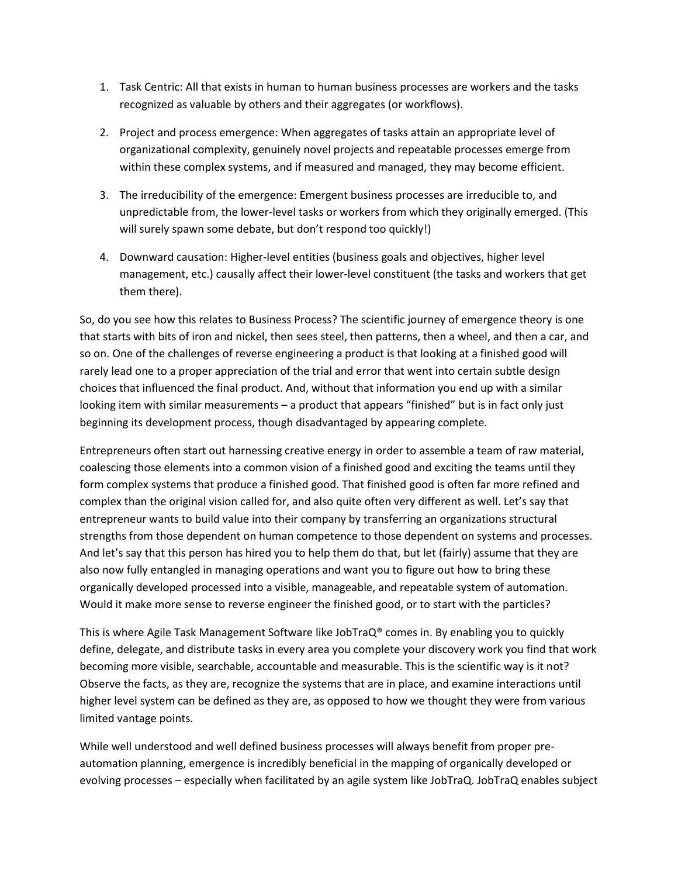1. Task Centric: All that exists in human to human business processes are workers and the tasks recognized as valuable by others and their aggregates (or workflows).

2. Project and process emergence: When aggregates of tasks attain an appropriate level of organizational complexity, genuinely novel projects and repeatable processes emerge from within these complex systems, and if measured and managed, they may become efficient.

3. The irreducibility of the emergence: Emergent business processes are irreducible to, and unpredictable from, the lower-level tasks or workers from which they originally emerged. (This will surely spawn some debate, but don't respond too quickly!)

4. Downward causation: Higher-level entities (business goals and objectives, higher level management, etc.) causally affect their lower-level constituent (the tasks and workers that get them there).

So, do you see how this relates to Business Process? The scientific journey of emergence theory is one that starts with bits of iron and nickel, then sees steel, then patterns, then a wheel, and then a car, and so on. One of the challenges of reverse engineering a product is that looking at a finished good will rarely lead one to a proper appreciation of the trial and error that went into certain subtle design choices that influenced the final product. And, without that information you end up with a similar looking item with similar measurements – a product that appears "finished" but is in fact only just beginning its development process, though disadvantaged by appearing complete.

Entrepreneurs often start out harnessing creative energy in order to assemble a team of raw material, coalescing those elements into a common vision of a finished good and exciting the teams until they form complex systems that produce a finished good. That finished good is often far more refined and complex than the original vision called for, and also quite often very different as well. Let's say that entrepreneur wants to build value into their company by transferring an organizations structural strengths from those dependent on human competence to those dependent on systems and processes. And let's say that this person has hired you to help them do that, but let (fairly) assume that they are also now fully entangled in managing operations and want you to figure out how to bring these organically developed processed into a visible, manageable, and repeatable system of automation. Would it make more sense to reverse engineer the finished good, or to start with the particles?

This is where Agile Task Management Software like JobTraQ® comes in. By enabling you to quickly define, delegate, and distribute tasks in every area you complete your discovery work you find that work becoming more visible, searchable, accountable and measurable. This is the scientific way is it not? Observe the facts, as they are, recognize the systems that are in place, and examine interactions until higher level system can be defined as they are, as opposed to how we thought they were from various limited vantage points.

While well understood and well defined business processes will always benefit from proper pre-automation planning, emergence is incredibly beneficial in the mapping of organically developed or evolving processes – especially when facilitated by an agile system like JobTraQ. JobTraQ enables subject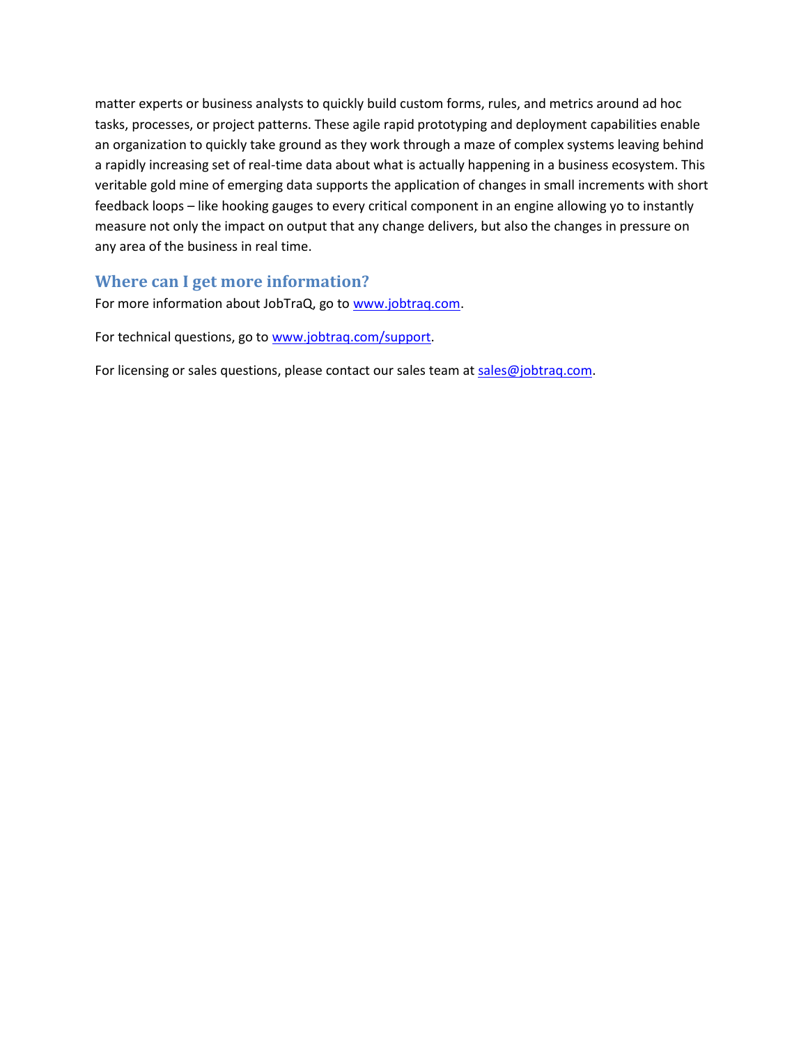matter experts or business analysts to quickly build custom forms, rules, and metrics around ad hoc tasks, processes, or project patterns. These agile rapid prototyping and deployment capabilities enable an organization to quickly take ground as they work through a maze of complex systems leaving behind a rapidly increasing set of real-time data about what is actually happening in a business ecosystem. This veritable gold mine of emerging data supports the application of changes in small increments with short feedback loops – like hooking gauges to every critical component in an engine allowing yo to instantly measure not only the impact on output that any change delivers, but also the changes in pressure on any area of the business in real time.

## Where can I get more information?

For more information about JobTraQ, go to www.jobtraq.com.

For technical questions, go to www.jobtraq.com/support.

For licensing or sales questions, please contact our sales team at sales@jobtraq.com.